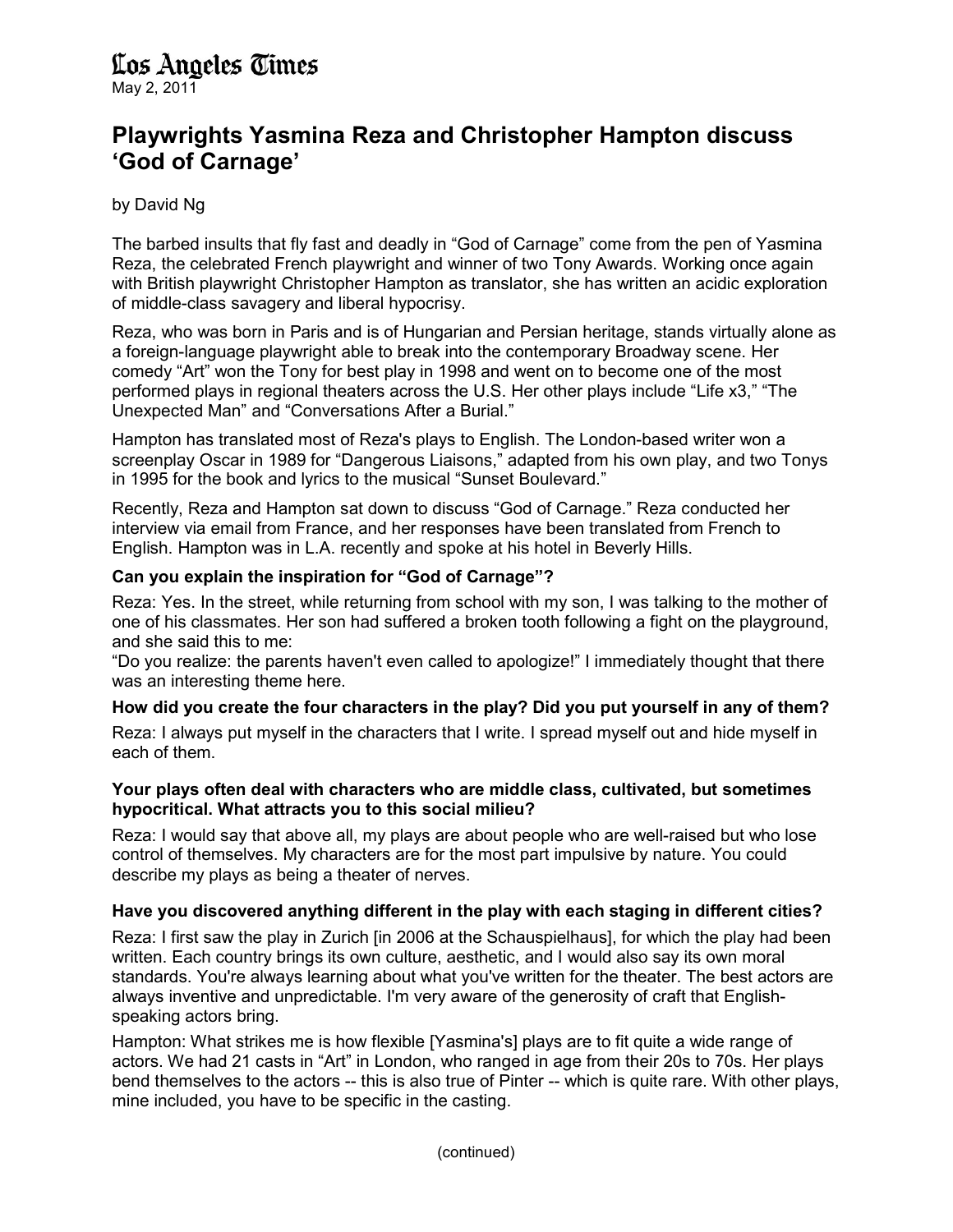Los Angeles Times

May 2, 2011

# Playwrights Yasmina Reza and Christopher Hampton discuss 'God of Carnage'

by David Ng

The barbed insults that fly fast and deadly in "God of Carnage" come from the pen of Yasmina Reza, the celebrated French playwright and winner of two Tony Awards. Working once again with British playwright Christopher Hampton as translator, she has written an acidic exploration of middle-class savagery and liberal hypocrisy.

Reza, who was born in Paris and is of Hungarian and Persian heritage, stands virtually alone as a foreign-language playwright able to break into the contemporary Broadway scene. Her comedy "Art" won the Tony for best play in 1998 and went on to become one of the most performed plays in regional theaters across the U.S. Her other plays include "Life x3," "The Unexpected Man" and "Conversations After a Burial."

Hampton has translated most of Reza's plays to English. The London-based writer won a screenplay Oscar in 1989 for "Dangerous Liaisons," adapted from his own play, and two Tonys in 1995 for the book and lyrics to the musical "Sunset Boulevard."

Recently, Reza and Hampton sat down to discuss "God of Carnage." Reza conducted her interview via email from France, and her responses have been translated from French to English. Hampton was in L.A. recently and spoke at his hotel in Beverly Hills.

**Can you explain the inspiration for "God of Carnage"?**

Reza: Yes. In the street, while returning from school with my son, I was talking to the mother of one of his classmates. Her son had suffered a broken tooth following a fight on the playground, and she said this to me:
"Do you realize: the parents haven't even called to apologize!" I immediately thought that there was an interesting theme here.

**How did you create the four characters in the play? Did you put yourself in any of them?**

Reza: I always put myself in the characters that I write. I spread myself out and hide myself in each of them.

**Your plays often deal with characters who are middle class, cultivated, but sometimes hypocritical. What attracts you to this social milieu?**

Reza: I would say that above all, my plays are about people who are well-raised but who lose control of themselves. My characters are for the most part impulsive by nature. You could describe my plays as being a theater of nerves.

**Have you discovered anything different in the play with each staging in different cities?**

Reza: I first saw the play in Zurich [in 2006 at the Schauspielhaus], for which the play had been written. Each country brings its own culture, aesthetic, and I would also say its own moral standards. You're always learning about what you've written for the theater. The best actors are always inventive and unpredictable. I'm very aware of the generosity of craft that English-speaking actors bring.

Hampton: What strikes me is how flexible [Yasmina's] plays are to fit quite a wide range of actors. We had 21 casts in "Art" in London, who ranged in age from their 20s to 70s. Her plays bend themselves to the actors -- this is also true of Pinter -- which is quite rare. With other plays, mine included, you have to be specific in the casting.

(continued)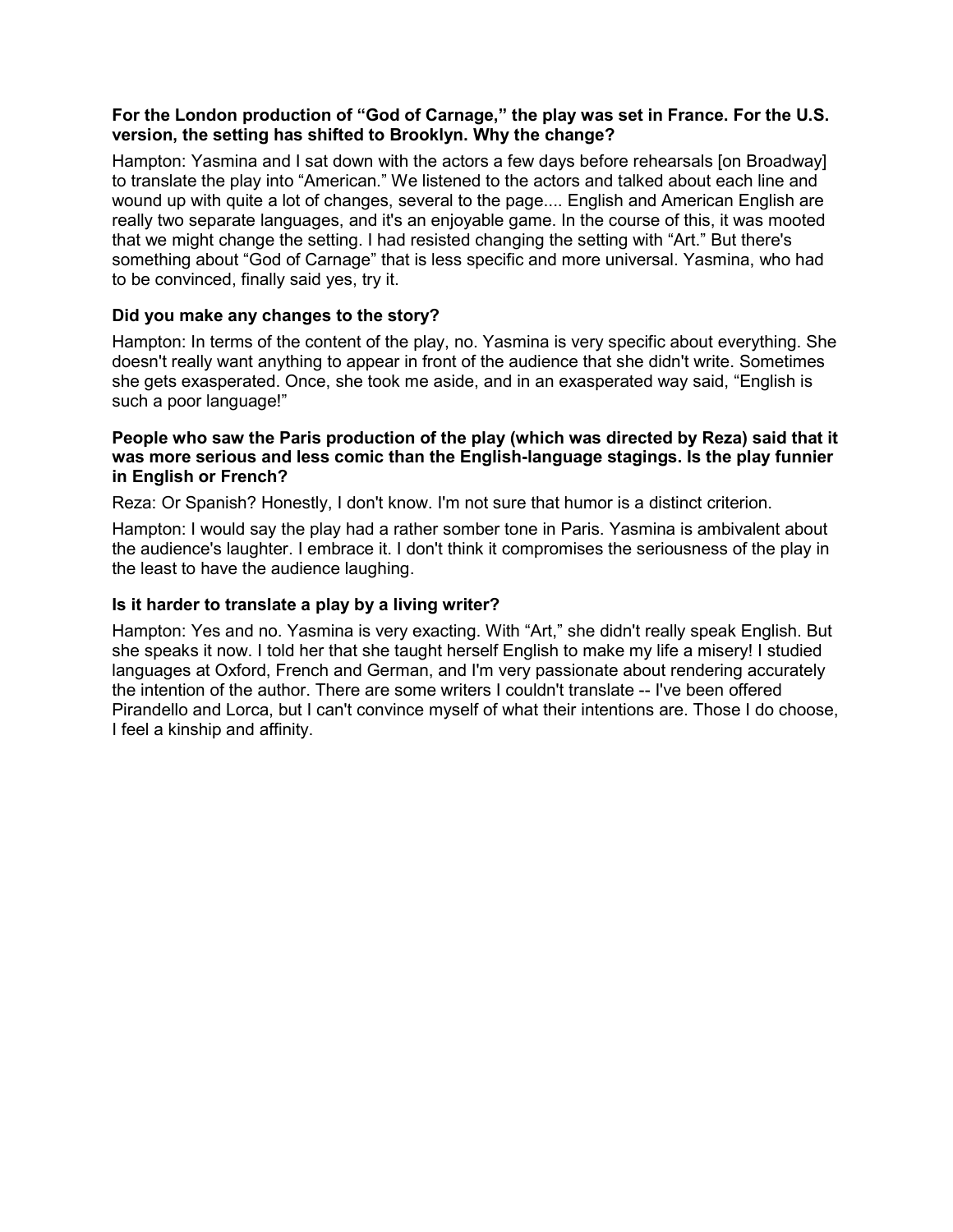**For the London production of "God of Carnage," the play was set in France. For the U.S. version, the setting has shifted to Brooklyn. Why the change?**

Hampton: Yasmina and I sat down with the actors a few days before rehearsals [on Broadway] to translate the play into "American." We listened to the actors and talked about each line and wound up with quite a lot of changes, several to the page.... English and American English are really two separate languages, and it's an enjoyable game. In the course of this, it was mooted that we might change the setting. I had resisted changing the setting with "Art." But there's something about "God of Carnage" that is less specific and more universal. Yasmina, who had to be convinced, finally said yes, try it.

**Did you make any changes to the story?**

Hampton: In terms of the content of the play, no. Yasmina is very specific about everything. She doesn't really want anything to appear in front of the audience that she didn't write. Sometimes she gets exasperated. Once, she took me aside, and in an exasperated way said, "English is such a poor language!"

**People who saw the Paris production of the play (which was directed by Reza) said that it was more serious and less comic than the English-language stagings. Is the play funnier in English or French?**

Reza: Or Spanish? Honestly, I don't know. I'm not sure that humor is a distinct criterion.

Hampton: I would say the play had a rather somber tone in Paris. Yasmina is ambivalent about the audience's laughter. I embrace it. I don't think it compromises the seriousness of the play in the least to have the audience laughing.

**Is it harder to translate a play by a living writer?**

Hampton: Yes and no. Yasmina is very exacting. With "Art," she didn't really speak English. But she speaks it now. I told her that she taught herself English to make my life a misery! I studied languages at Oxford, French and German, and I'm very passionate about rendering accurately the intention of the author. There are some writers I couldn't translate -- I've been offered Pirandello and Lorca, but I can't convince myself of what their intentions are. Those I do choose, I feel a kinship and affinity.